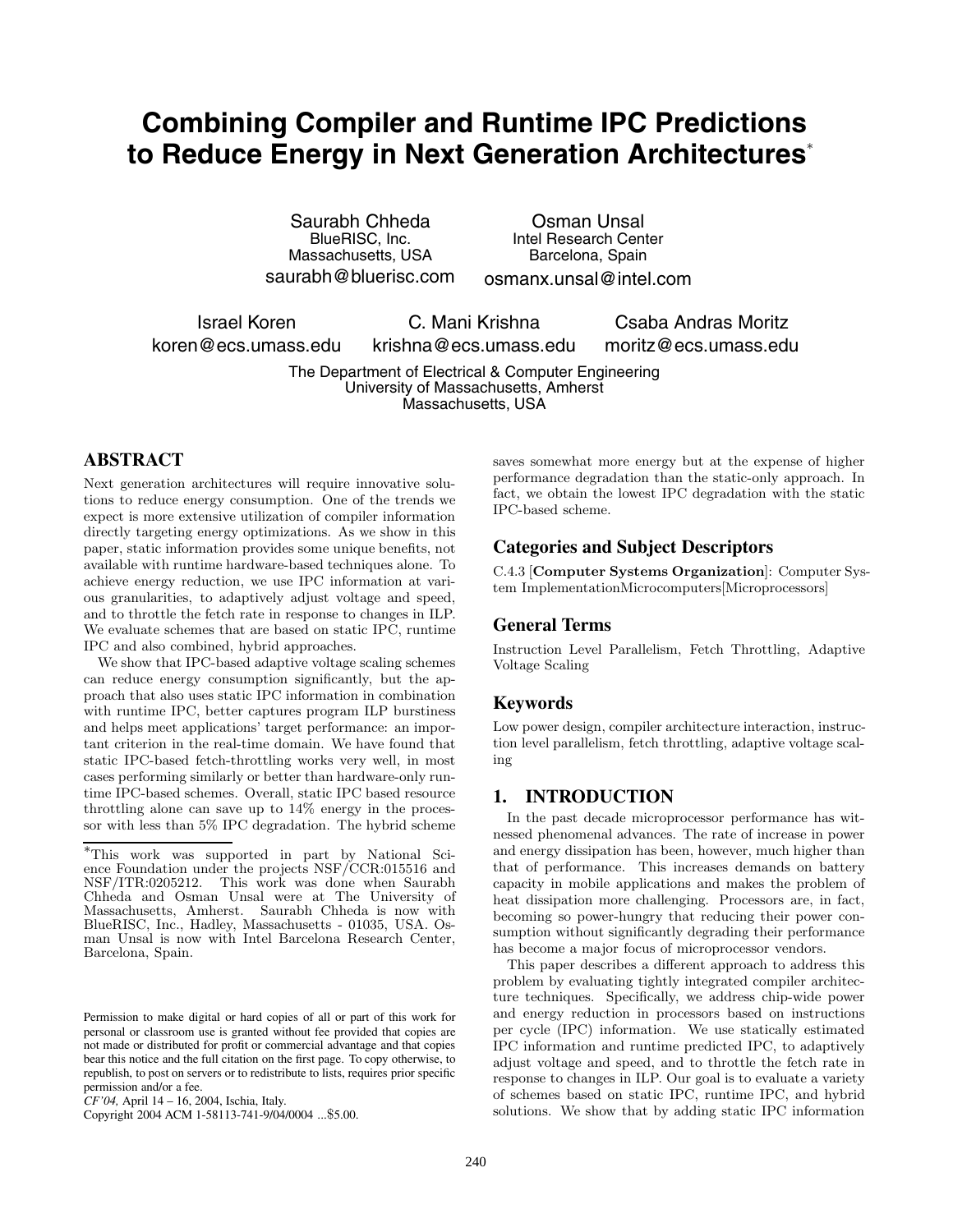# Combining Compiler and Runtime IPC Predictions to Reduce Energy in Next Generation Architectures*

Saurabh Chheda
BlueRISC, Inc.
Massachusetts, USA
saurabh@bluerisc.com

Osman Unsal
Intel Research Center
Barcelona, Spain
osmanx.unsal@intel.com

Israel Koren
koren@ecs.umass.edu

C. Mani Krishna
krishna@ecs.umass.edu

Csaba Andras Moritz
moritz@ecs.umass.edu

The Department of Electrical & Computer Engineering
University of Massachusetts, Amherst
Massachusetts, USA

## ABSTRACT

Next generation architectures will require innovative solutions to reduce energy consumption. One of the trends we expect is more extensive utilization of compiler information directly targeting energy optimizations. As we show in this paper, static information provides some unique benefits, not available with runtime hardware-based techniques alone. To achieve energy reduction, we use IPC information at various granularities, to adaptively adjust voltage and speed, and to throttle the fetch rate in response to changes in ILP. We evaluate schemes that are based on static IPC, runtime IPC and also combined, hybrid approaches.

We show that IPC-based adaptive voltage scaling schemes can reduce energy consumption significantly, but the approach that also uses static IPC information in combination with runtime IPC, better captures program ILP burstiness and helps meet applications' target performance: an important criterion in the real-time domain. We have found that static IPC-based fetch-throttling works very well, in most cases performing similarly or better than hardware-only runtime IPC-based schemes. Overall, static IPC based resource throttling alone can save up to 14% energy in the processor with less than 5% IPC degradation. The hybrid scheme saves somewhat more energy but at the expense of higher performance degradation than the static-only approach. In fact, we obtain the lowest IPC degradation with the static IPC-based scheme.

*This work was supported in part by National Science Foundation under the projects NSF/CCR:015516 and NSF/ITR:0205212. This work was done when Saurabh Chheda and Osman Unsal were at The University of Massachusetts, Amherst. Saurabh Chheda is now with BlueRISC, Inc., Hadley, Massachusetts - 01035, USA. Osman Unsal is now with Intel Barcelona Research Center, Barcelona, Spain.

Permission to make digital or hard copies of all or part of this work for personal or classroom use is granted without fee provided that copies are not made or distributed for profit or commercial advantage and that copies bear this notice and the full citation on the first page. To copy otherwise, to republish, to post on servers or to redistribute to lists, requires prior specific permission and/or a fee.
*CF'04,* April 14 – 16, 2004, Ischia, Italy.
Copyright 2004 ACM 1-58113-741-9/04/0004 ...$5.00.

## Categories and Subject Descriptors

C.4.3 [**Computer Systems Organization**]: Computer System ImplementationMicrocomputers[Microprocessors]

## General Terms

Instruction Level Parallelism, Fetch Throttling, Adaptive Voltage Scaling

## Keywords

Low power design, compiler architecture interaction, instruction level parallelism, fetch throttling, adaptive voltage scaling

## 1. INTRODUCTION

In the past decade microprocessor performance has witnessed phenomenal advances. The rate of increase in power and energy dissipation has been, however, much higher than that of performance. This increases demands on battery capacity in mobile applications and makes the problem of heat dissipation more challenging. Processors are, in fact, becoming so power-hungry that reducing their power consumption without significantly degrading their performance has become a major focus of microprocessor vendors.

This paper describes a different approach to address this problem by evaluating tightly integrated compiler architecture techniques. Specifically, we address chip-wide power and energy reduction in processors based on instructions per cycle (IPC) information. We use statically estimated IPC information and runtime predicted IPC, to adaptively adjust voltage and speed, and to throttle the fetch rate in response to changes in ILP. Our goal is to evaluate a variety of schemes based on static IPC, runtime IPC, and hybrid solutions. We show that by adding static IPC information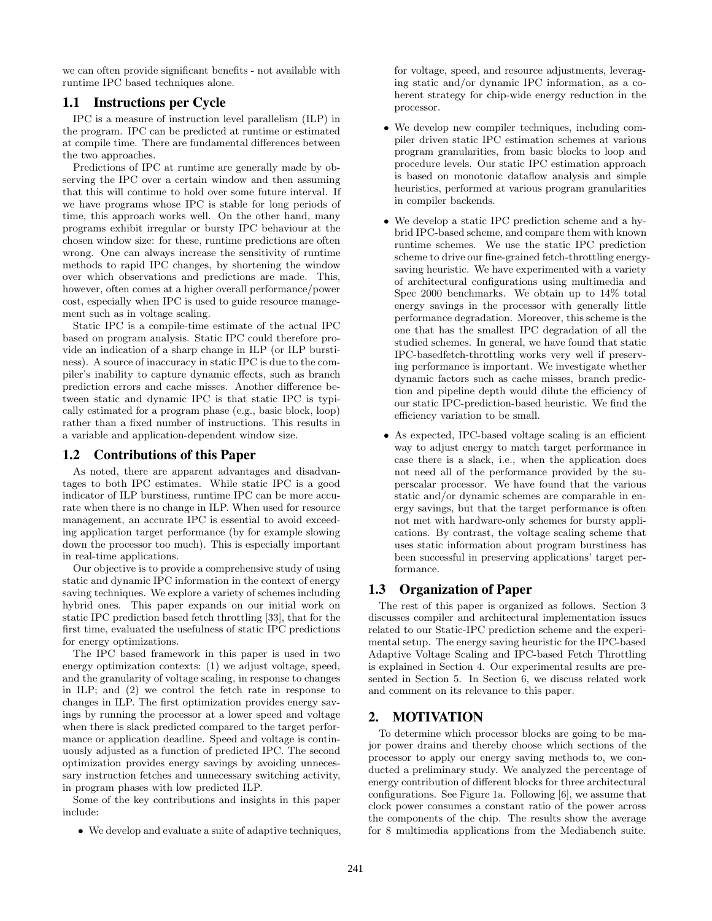we can often provide significant benefits - not available with runtime IPC based techniques alone.

### 1.1 Instructions per Cycle

IPC is a measure of instruction level parallelism (ILP) in the program. IPC can be predicted at runtime or estimated at compile time. There are fundamental differences between the two approaches.

Predictions of IPC at runtime are generally made by observing the IPC over a certain window and then assuming that this will continue to hold over some future interval. If we have programs whose IPC is stable for long periods of time, this approach works well. On the other hand, many programs exhibit irregular or bursty IPC behaviour at the chosen window size: for these, runtime predictions are often wrong. One can always increase the sensitivity of runtime methods to rapid IPC changes, by shortening the window over which observations and predictions are made. This, however, often comes at a higher overall performance/power cost, especially when IPC is used to guide resource management such as in voltage scaling.

Static IPC is a compile-time estimate of the actual IPC based on program analysis. Static IPC could therefore provide an indication of a sharp change in ILP (or ILP burstiness). A source of inaccuracy in static IPC is due to the compiler's inability to capture dynamic effects, such as branch prediction errors and cache misses. Another difference between static and dynamic IPC is that static IPC is typically estimated for a program phase (e.g., basic block, loop) rather than a fixed number of instructions. This results in a variable and application-dependent window size.

### 1.2 Contributions of this Paper

As noted, there are apparent advantages and disadvantages to both IPC estimates. While static IPC is a good indicator of ILP burstiness, runtime IPC can be more accurate when there is no change in ILP. When used for resource management, an accurate IPC is essential to avoid exceeding application target performance (by for example slowing down the processor too much). This is especially important in real-time applications.

Our objective is to provide a comprehensive study of using static and dynamic IPC information in the context of energy saving techniques. We explore a variety of schemes including hybrid ones. This paper expands on our initial work on static IPC prediction based fetch throttling [33], that for the first time, evaluated the usefulness of static IPC predictions for energy optimizations.

The IPC based framework in this paper is used in two energy optimization contexts: (1) we adjust voltage, speed, and the granularity of voltage scaling, in response to changes in ILP; and (2) we control the fetch rate in response to changes in ILP. The first optimization provides energy savings by running the processor at a lower speed and voltage when there is slack predicted compared to the target performance or application deadline. Speed and voltage is continuously adjusted as a function of predicted IPC. The second optimization provides energy savings by avoiding unnecessary instruction fetches and unnecessary switching activity, in program phases with low predicted ILP.

Some of the key contributions and insights in this paper include:

- We develop and evaluate a suite of adaptive techniques, for voltage, speed, and resource adjustments, leveraging static and/or dynamic IPC information, as a coherent strategy for chip-wide energy reduction in the processor.
- We develop new compiler techniques, including compiler driven static IPC estimation schemes at various program granularities, from basic blocks to loop and procedure levels. Our static IPC estimation approach is based on monotonic dataflow analysis and simple heuristics, performed at various program granularities in compiler backends.
- We develop a static IPC prediction scheme and a hybrid IPC-based scheme, and compare them with known runtime schemes. We use the static IPC prediction scheme to drive our fine-grained fetch-throttling energy-saving heuristic. We have experimented with a variety of architectural configurations using multimedia and Spec 2000 benchmarks. We obtain up to 14% total energy savings in the processor with generally little performance degradation. Moreover, this scheme is the one that has the smallest IPC degradation of all the studied schemes. In general, we have found that static IPC-basedfetch-throttling works very well if preserving performance is important. We investigate whether dynamic factors such as cache misses, branch prediction and pipeline depth would dilute the efficiency of our static IPC-prediction-based heuristic. We find the efficiency variation to be small.
- As expected, IPC-based voltage scaling is an efficient way to adjust energy to match target performance in case there is a slack, i.e., when the application does not need all of the performance provided by the superscalar processor. We have found that the various static and/or dynamic schemes are comparable in energy savings, but that the target performance is often not met with hardware-only schemes for bursty applications. By contrast, the voltage scaling scheme that uses static information about program burstiness has been successful in preserving applications' target performance.

### 1.3 Organization of Paper

The rest of this paper is organized as follows. Section 3 discusses compiler and architectural implementation issues related to our Static-IPC prediction scheme and the experimental setup. The energy saving heuristic for the IPC-based Adaptive Voltage Scaling and IPC-based Fetch Throttling is explained in Section 4. Our experimental results are presented in Section 5. In Section 6, we discuss related work and comment on its relevance to this paper.

## 2. MOTIVATION

To determine which processor blocks are going to be major power drains and thereby choose which sections of the processor to apply our energy saving methods to, we conducted a preliminary study. We analyzed the percentage of energy contribution of different blocks for three architectural configurations. See Figure 1a. Following [6], we assume that clock power consumes a constant ratio of the power across the components of the chip. The results show the average for 8 multimedia applications from the Mediabench suite.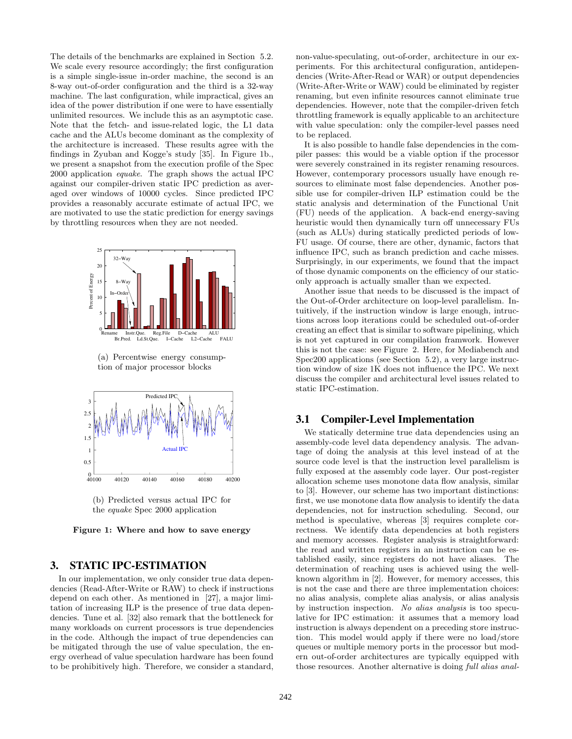The details of the benchmarks are explained in Section 5.2. We scale every resource accordingly; the first configuration is a simple single-issue in-order machine, the second is an 8-way out-of-order configuration and the third is a 32-way machine. The last configuration, while impractical, gives an idea of the power distribution if one were to have essentially unlimited resources. We include this as an asymptotic case. Note that the fetch- and issue-related logic, the L1 data cache and the ALUs become dominant as the complexity of the architecture is increased. These results agree with the findings in Zyuban and Kogge's study [35]. In Figure 1b., we present a snapshot from the execution profile of the Spec 2000 application *equake*. The graph shows the actual IPC against our compiler-driven static IPC prediction as averaged over windows of 10000 cycles. Since predicted IPC provides a reasonably accurate estimate of actual IPC, we are motivated to use the static prediction for energy savings by throttling resources when they are not needed.

Percent of Energy
25
20
15
10
5
0
32-Way
8-Way
In-Order
Rename
Br.Pred.
Instr.Que.
Ld.St.Que.
Reg.File
I-Cache
D-Cache
L2-Cache
ALU
FALU

(a) Percentwise energy consumption of major processor blocks

Predicted IPC
Actual IPC
3
2.5
2
1.5
1
0.5
0
40100
40120
40140
40160
40180
40200

(b) Predicted versus actual IPC for the *equake* Spec 2000 application

**Figure 1: Where and how to save energy**

## 3. STATIC IPC-ESTIMATION

In our implementation, we only consider true data dependencies (Read-After-Write or RAW) to check if instructions depend on each other. As mentioned in [27], a major limitation of increasing ILP is the presence of true data dependencies. Tune et al. [32] also remark that the bottleneck for many workloads on current processors is true dependencies in the code. Although the impact of true dependencies can be mitigated through the use of value speculation, the energy overhead of value speculation hardware has been found to be prohibitively high. Therefore, we consider a standard, non-value-speculating, out-of-order, architecture in our experiments. For this architectural configuration, antidependencies (Write-After-Read or WAR) or output dependencies (Write-After-Write or WAW) could be eliminated by register renaming, but even infinite resources cannot eliminate true dependencies. However, note that the compiler-driven fetch throttling framework is equally applicable to an architecture with value speculation: only the compiler-level passes need to be replaced.

It is also possible to handle false dependencies in the compiler passes: this would be a viable option if the processor were severely constrained in its register renaming resources. However, contemporary processors usually have enough resources to eliminate most false dependencies. Another possible use for compiler-driven ILP estimation could be the static analysis and determination of the Functional Unit (FU) needs of the application. A back-end energy-saving heuristic would then dynamically turn off unnecessary FUs (such as ALUs) during statically predicted periods of low-FU usage. Of course, there are other, dynamic, factors that influence IPC, such as branch prediction and cache misses. Surprisingly, in our experiments, we found that the impact of those dynamic components on the efficiency of our static-only approach is actually smaller than we expected.

Another issue that needs to be discussed is the impact of the Out-of-Order architecture on loop-level parallelism. Intuitively, if the instruction window is large enough, intructions across loop iterations could be scheduled out-of-order creating an effect that is similar to software pipelining, which is not yet captured in our compilation framwork. However this is not the case: see Figure 2. Here, for Mediabench and Spec200 applications (see Section 5.2), a very large instruction window of size 1K does not influence the IPC. We next discuss the compiler and architectural level issues related to static IPC-estimation.

### 3.1 Compiler-Level Implementation

We statically determine true data dependencies using an assembly-code level data dependency analysis. The advantage of doing the analysis at this level instead of at the source code level is that the instruction level parallelism is fully exposed at the assembly code layer. Our post-register allocation scheme uses monotone data flow analysis, similar to [3]. However, our scheme has two important distinctions: first, we use monotone data flow analysis to identify the data dependencies, not for instruction scheduling. Second, our method is speculative, whereas [3] requires complete correctness. We identify data dependencies at both registers and memory accesses. Register analysis is straightforward: the read and written registers in an instruction can be established easily, since registers do not have aliases. The determination of reaching uses is achieved using the well-known algorithm in [2]. However, for memory accesses, this is not the case and there are three implementation choices: no alias analysis, complete alias analysis, or alias analysis by instruction inspection. *No alias analysis* is too speculative for IPC estimation: it assumes that a memory load instruction is always dependent on a preceding store instruction. This model would apply if there were no load/store queues or multiple memory ports in the processor but modern out-of-order architectures are typically equipped with those resources. Another alternative is doing *full alias anal-*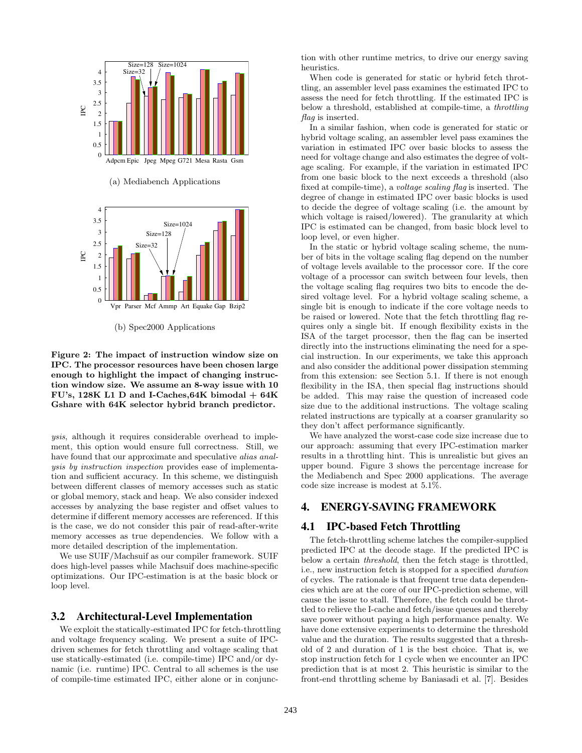(a) Mediabench Applications

(b) Spec2000 Applications

**Figure 2: The impact of instruction window size on IPC. The processor resources have been chosen large enough to highlight the impact of changing instruction window size. We assume an 8-way issue with 10 FU's, 128K L1 D and I-Caches,64K bimodal + 64K Gshare with 64K selector hybrid branch predictor.**

*ysis*, although it requires considerable overhead to implement, this option would ensure full correctness. Still, we have found that our approximate and speculative *alias analysis by instruction inspection* provides ease of implementation and sufficient accuracy. In this scheme, we distinguish between different classes of memory accesses such as static or global memory, stack and heap. We also consider indexed accesses by analyzing the base register and offset values to determine if different memory accesses are referenced. If this is the case, we do not consider this pair of read-after-write memory accesses as true dependencies. We follow with a more detailed description of the implementation.

We use SUIF/Machsuif as our compiler framework. SUIF does high-level passes while Machsuif does machine-specific optimizations. Our IPC-estimation is at the basic block or loop level.

### 3.2 Architectural-Level Implementation

We exploit the statically-estimated IPC for fetch-throttling and voltage frequency scaling. We present a suite of IPC-driven schemes for fetch throttling and voltage scaling that use statically-estimated (i.e. compile-time) IPC and/or dynamic (i.e. runtime) IPC. Central to all schemes is the use of compile-time estimated IPC, either alone or in conjunction with other runtime metrics, to drive our energy saving heuristics.

When code is generated for static or hybrid fetch throttling, an assembler level pass examines the estimated IPC to assess the need for fetch throttling. If the estimated IPC is below a threshold, established at compile-time, a *throttling flag* is inserted.

In a similar fashion, when code is generated for static or hybrid voltage scaling, an assembler level pass examines the variation in estimated IPC over basic blocks to assess the need for voltage change and also estimates the degree of voltage scaling. For example, if the variation in estimated IPC from one basic block to the next exceeds a threshold (also fixed at compile-time), a *voltage scaling flag* is inserted. The degree of change in estimated IPC over basic blocks is used to decide the degree of voltage scaling (i.e. the amount by which voltage is raised/lowered). The granularity at which IPC is estimated can be changed, from basic block level to loop level, or even higher.

In the static or hybrid voltage scaling scheme, the number of bits in the voltage scaling flag depend on the number of voltage levels available to the processor core. If the core voltage of a processor can switch between four levels, then the voltage scaling flag requires two bits to encode the desired voltage level. For a hybrid voltage scaling scheme, a single bit is enough to indicate if the core voltage needs to be raised or lowered. Note that the fetch throttling flag requires only a single bit. If enough flexibility exists in the ISA of the target processor, then the flag can be inserted directly into the instructions eliminating the need for a special instruction. In our experiments, we take this approach and also consider the additional power dissipation stemming from this extension: see Section 5.1. If there is not enough flexibility in the ISA, then special flag instructions should be added. This may raise the question of increased code size due to the additional instructions. The voltage scaling related instructions are typically at a coarser granularity so they don't affect performance significantly.

We have analyzed the worst-case code size increase due to our approach: assuming that every IPC-estimation marker results in a throttling hint. This is unrealistic but gives an upper bound. Figure 3 shows the percentage increase for the Mediabench and Spec 2000 applications. The average code size increase is modest at 5.1%.

## 4. ENERGY-SAVING FRAMEWORK

### 4.1 IPC-based Fetch Throttling

The fetch-throttling scheme latches the compiler-supplied predicted IPC at the decode stage. If the predicted IPC is below a certain *threshold*, then the fetch stage is throttled, i.e., new instruction fetch is stopped for a specified *duration* of cycles. The rationale is that frequent true data dependencies which are at the core of our IPC-prediction scheme, will cause the issue to stall. Therefore, the fetch could be throttled to relieve the I-cache and fetch/issue queues and thereby save power without paying a high performance penalty. We have done extensive experiments to determine the threshold value and the duration. The results suggested that a threshold of 2 and duration of 1 is the best choice. That is, we stop instruction fetch for 1 cycle when we encounter an IPC prediction that is at most 2. This heuristic is similar to the front-end throttling scheme by Baniasadi et al. [7]. Besides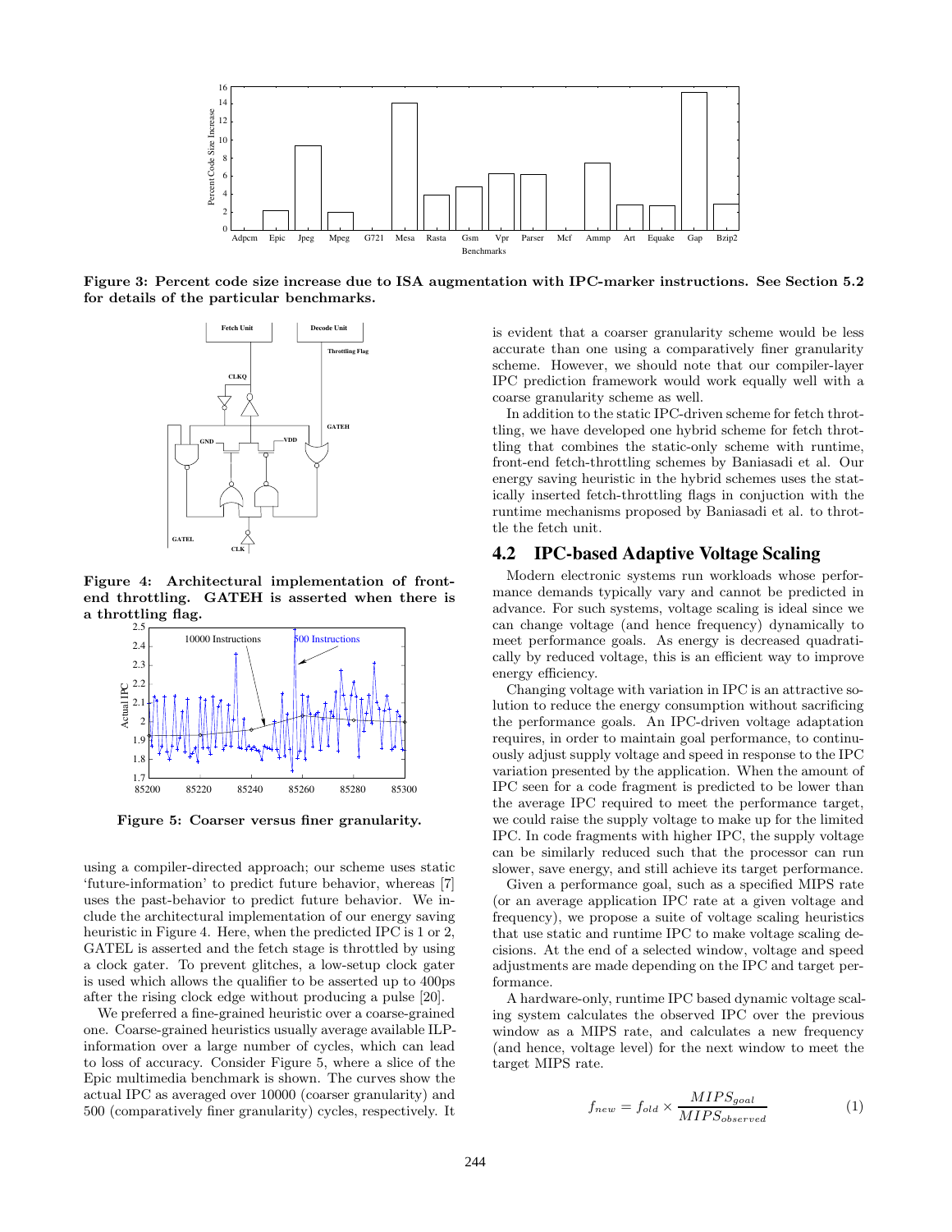Figure 3: Percent code size increase due to ISA augmentation with IPC-marker instructions. See Section 5.2 for details of the particular benchmarks.

Figure 4: Architectural implementation of front-end throttling. GATEH is asserted when there is a throttling flag.

Figure 5: Coarser versus finer granularity.

using a compiler-directed approach; our scheme uses static 'future-information' to predict future behavior, whereas [7] uses the past-behavior to predict future behavior. We include the architectural implementation of our energy saving heuristic in Figure 4. Here, when the predicted IPC is 1 or 2, GATEL is asserted and the fetch stage is throttled by using a clock gater. To prevent glitches, a low-setup clock gater is used which allows the qualifier to be asserted up to 400ps after the rising clock edge without producing a pulse [20].

We preferred a fine-grained heuristic over a coarse-grained one. Coarse-grained heuristics usually average available ILP-information over a large number of cycles, which can lead to loss of accuracy. Consider Figure 5, where a slice of the Epic multimedia benchmark is shown. The curves show the actual IPC as averaged over 10000 (coarser granularity) and 500 (comparatively finer granularity) cycles, respectively. It is evident that a coarser granularity scheme would be less accurate than one using a comparatively finer granularity scheme. However, we should note that our compiler-layer IPC prediction framework would work equally well with a coarse granularity scheme as well.

In addition to the static IPC-driven scheme for fetch throttling, we have developed one hybrid scheme for fetch throttling that combines the static-only scheme with runtime, front-end fetch-throttling schemes by Baniasadi et al. Our energy saving heuristic in the hybrid schemes uses the statically inserted fetch-throttling flags in conjuction with the runtime mechanisms proposed by Baniasadi et al. to throttle the fetch unit.

## 4.2 IPC-based Adaptive Voltage Scaling

Modern electronic systems run workloads whose performance demands typically vary and cannot be predicted in advance. For such systems, voltage scaling is ideal since we can change voltage (and hence frequency) dynamically to meet performance goals. As energy is decreased quadratically by reduced voltage, this is an efficient way to improve energy efficiency.

Changing voltage with variation in IPC is an attractive solution to reduce the energy consumption without sacrificing the performance goals. An IPC-driven voltage adaptation requires, in order to maintain goal performance, to continuously adjust supply voltage and speed in response to the IPC variation presented by the application. When the amount of IPC seen for a code fragment is predicted to be lower than the average IPC required to meet the performance target, we could raise the supply voltage to make up for the limited IPC. In code fragments with higher IPC, the supply voltage can be similarly reduced such that the processor can run slower, save energy, and still achieve its target performance.

Given a performance goal, such as a specified MIPS rate (or an average application IPC rate at a given voltage and frequency), we propose a suite of voltage scaling heuristics that use static and runtime IPC to make voltage scaling decisions. At the end of a selected window, voltage and speed adjustments are made depending on the IPC and target performance.

A hardware-only, runtime IPC based dynamic voltage scaling system calculates the observed IPC over the previous window as a MIPS rate, and calculates a new frequency (and hence, voltage level) for the next window to meet the target MIPS rate.

$$f_{new} = f_{old} \times \frac{MIPS_{goal}}{MIPS_{observed}} \quad (1)$$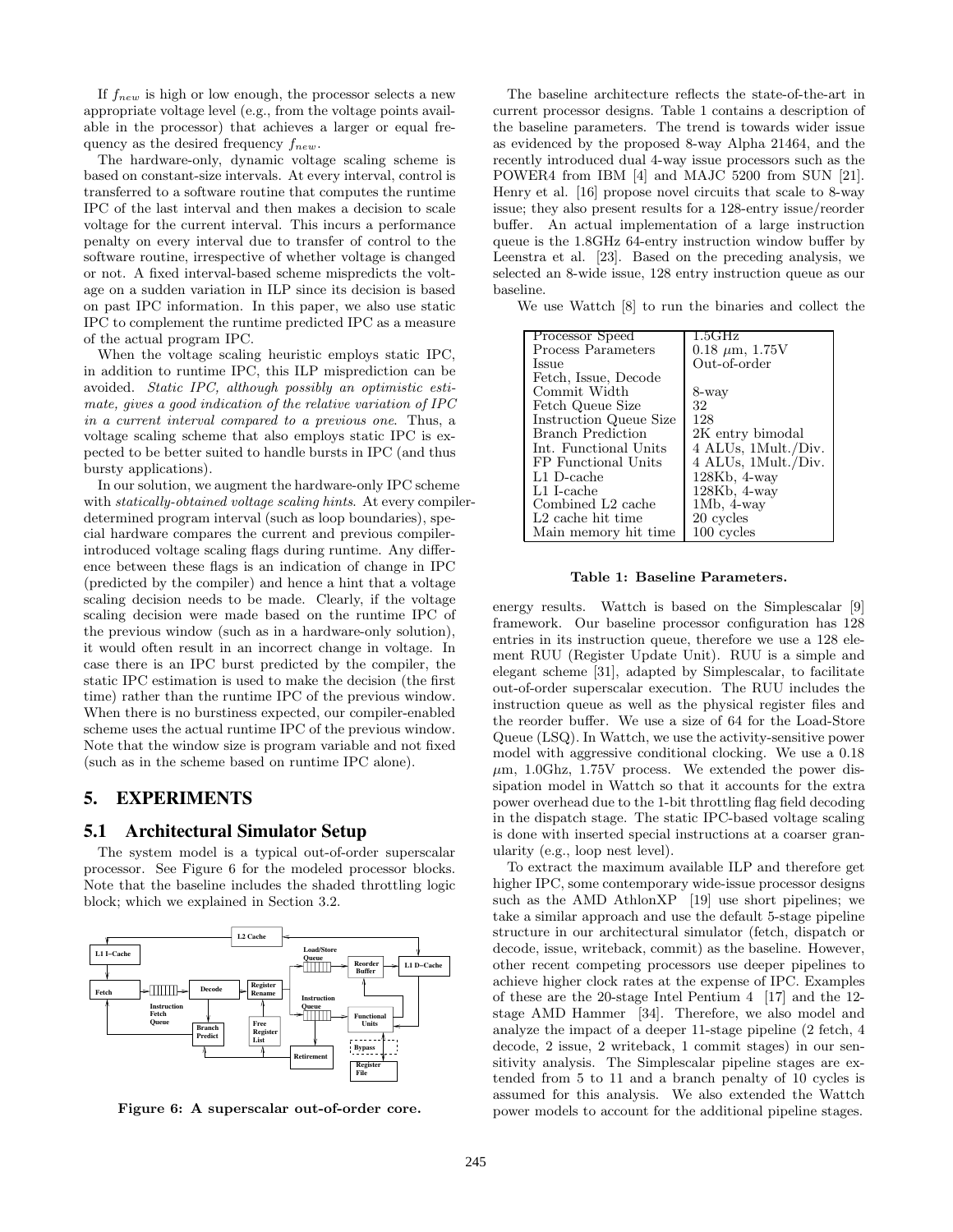If $f_{new}$ is high or low enough, the processor selects a new appropriate voltage level (e.g., from the voltage points available in the processor) that achieves a larger or equal frequency as the desired frequency $f_{new}$.

The hardware-only, dynamic voltage scaling scheme is based on constant-size intervals. At every interval, control is transferred to a software routine that computes the runtime IPC of the last interval and then makes a decision to scale voltage for the current interval. This incurs a performance penalty on every interval due to transfer of control to the software routine, irrespective of whether voltage is changed or not. A fixed interval-based scheme mispredicts the voltage on a sudden variation in ILP since its decision is based on past IPC information. In this paper, we also use static IPC to complement the runtime predicted IPC as a measure of the actual program IPC.

When the voltage scaling heuristic employs static IPC, in addition to runtime IPC, this ILP misprediction can be avoided. *Static IPC, although possibly an optimistic estimate, gives a good indication of the relative variation of IPC in a current interval compared to a previous one*. Thus, a voltage scaling scheme that also employs static IPC is expected to be better suited to handle bursts in IPC (and thus bursty applications).

In our solution, we augment the hardware-only IPC scheme with *statically-obtained voltage scaling hints*. At every compiler-determined program interval (such as loop boundaries), special hardware compares the current and previous compiler-introduced voltage scaling flags during runtime. Any difference between these flags is an indication of change in IPC (predicted by the compiler) and hence a hint that a voltage scaling decision needs to be made. Clearly, if the voltage scaling decision were made based on the runtime IPC of the previous window (such as in a hardware-only solution), it would often result in an incorrect change in voltage. In case there is an IPC burst predicted by the compiler, the static IPC estimation is used to make the decision (the first time) rather than the runtime IPC of the previous window. When there is no burstiness expected, our compiler-enabled scheme uses the actual runtime IPC of the previous window. Note that the window size is program variable and not fixed (such as in the scheme based on runtime IPC alone).

## 5. EXPERIMENTS

### 5.1 Architectural Simulator Setup

The system model is a typical out-of-order superscalar processor. See Figure 6 for the modeled processor blocks. Note that the baseline includes the shaded throttling logic block; which we explained in Section 3.2.

Figure 6: A superscalar out-of-order core.

The baseline architecture reflects the state-of-the-art in current processor designs. Table 1 contains a description of the baseline parameters. The trend is towards wider issue as evidenced by the proposed 8-way Alpha 21464, and the recently introduced dual 4-way issue processors such as the POWER4 from IBM [4] and MAJC 5200 from SUN [21]. Henry et al. [16] propose novel circuits that scale to 8-way issue; they also present results for a 128-entry issue/reorder buffer. An actual implementation of a large instruction queue is the 1.8GHz 64-entry instruction window buffer by Leenstra et al. [23]. Based on the preceding analysis, we selected an 8-wide issue, 128 entry instruction queue as our baseline.

We use Wattch [8] to run the binaries and collect the

| Processor Speed | 1.5GHz |
|---|---|
| Process Parameters | 0.18 $\mu$m, 1.75V |
| Issue | Out-of-order |
| Fetch, Issue, Decode Commit Width | 8-way |
| Fetch Queue Size | 32 |
| Instruction Queue Size | 128 |
| Branch Prediction | 2K entry bimodal |
| Int. Functional Units | 4 ALUs, 1Mult./Div. |
| FP Functional Units | 4 ALUs, 1Mult./Div. |
| L1 D-cache | 128Kb, 4-way |
| L1 I-cache | 128Kb, 4-way |
| Combined L2 cache | 1Mb, 4-way |
| L2 cache hit time | 20 cycles |
| Main memory hit time | 100 cycles |

**Table 1: Baseline Parameters.**

energy results. Wattch is based on the Simplescalar [9] framework. Our baseline processor configuration has 128 entries in its instruction queue, therefore we use a 128 element RUU (Register Update Unit). RUU is a simple and elegant scheme [31], adapted by Simplescalar, to facilitate out-of-order superscalar execution. The RUU includes the instruction queue as well as the physical register files and the reorder buffer. We use a size of 64 for the Load-Store Queue (LSQ). In Wattch, we use the activity-sensitive power model with aggressive conditional clocking. We use a 0.18 $\mu$m, 1.0Ghz, 1.75V process. We extended the power dissipation model in Wattch so that it accounts for the extra power overhead due to the 1-bit throttling flag field decoding in the dispatch stage. The static IPC-based voltage scaling is done with inserted special instructions at a coarser granularity (e.g., loop nest level).

To extract the maximum available ILP and therefore get higher IPC, some contemporary wide-issue processor designs such as the AMD AthlonXP [19] use short pipelines; we take a similar approach and use the default 5-stage pipeline structure in our architectural simulator (fetch, dispatch or decode, issue, writeback, commit) as the baseline. However, other recent competing processors use deeper pipelines to achieve higher clock rates at the expense of IPC. Examples of these are the 20-stage Intel Pentium 4 [17] and the 12-stage AMD Hammer [34]. Therefore, we also model and analyze the impact of a deeper 11-stage pipeline (2 fetch, 4 decode, 2 issue, 2 writeback, 1 commit stages) in our sensitivity analysis. The Simplescalar pipeline stages are extended from 5 to 11 and a branch penalty of 10 cycles is assumed for this analysis. We also extended the Wattch power models to account for the additional pipeline stages.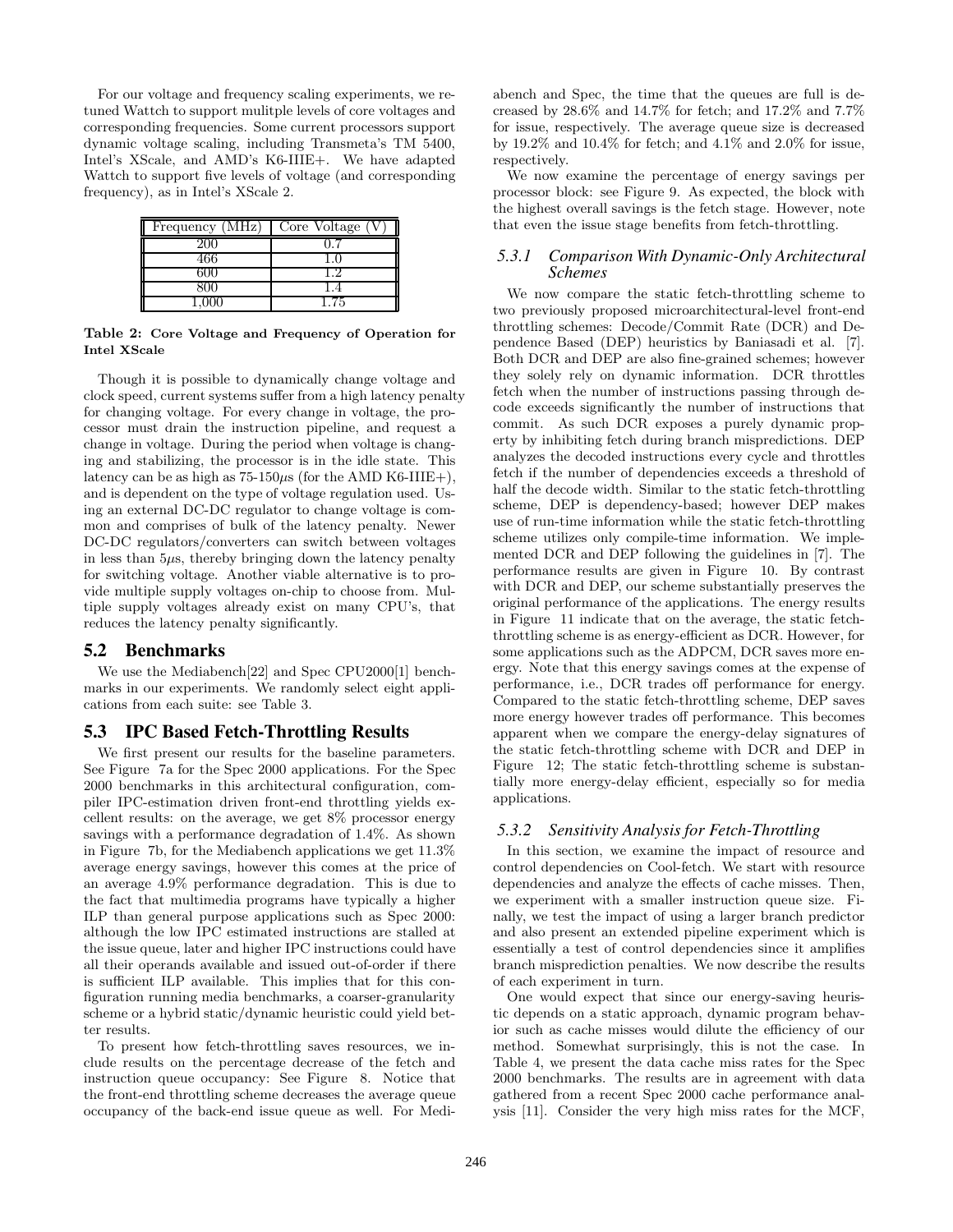For our voltage and frequency scaling experiments, we retuned Wattch to support mulitple levels of core voltages and corresponding frequencies. Some current processors support dynamic voltage scaling, including Transmeta's TM 5400, Intel's XScale, and AMD's K6-IIIE+. We have adapted Wattch to support five levels of voltage (and corresponding frequency), as in Intel's XScale 2.

| Frequency (MHz) | Core Voltage (V) |
|---|---|
| 200 | 0.7 |
| 466 | 1.0 |
| 600 | 1.2 |
| 800 | 1.4 |
| 1,000 | 1.75 |

**Table 2: Core Voltage and Frequency of Operation for Intel XScale**

Though it is possible to dynamically change voltage and clock speed, current systems suffer from a high latency penalty for changing voltage. For every change in voltage, the processor must drain the instruction pipeline, and request a change in voltage. During the period when voltage is changing and stabilizing, the processor is in the idle state. This latency can be as high as 75-150$\mu$s (for the AMD K6-IIIE+), and is dependent on the type of voltage regulation used. Using an external DC-DC regulator to change voltage is common and comprises of bulk of the latency penalty. Newer DC-DC regulators/converters can switch between voltages in less than 5$\mu$s, thereby bringing down the latency penalty for switching voltage. Another viable alternative is to provide multiple supply voltages on-chip to choose from. Multiple supply voltages already exist on many CPU's, that reduces the latency penalty significantly.

## 5.2 Benchmarks

We use the Mediabench[22] and Spec CPU2000[1] benchmarks in our experiments. We randomly select eight applications from each suite: see Table 3.

## 5.3 IPC Based Fetch-Throttling Results

We first present our results for the baseline parameters. See Figure 7a for the Spec 2000 applications. For the Spec 2000 benchmarks in this architectural configuration, compiler IPC-estimation driven front-end throttling yields excellent results: on the average, we get 8% processor energy savings with a performance degradation of 1.4%. As shown in Figure 7b, for the Mediabench applications we get 11.3% average energy savings, however this comes at the price of an average 4.9% performance degradation. This is due to the fact that multimedia programs have typically a higher ILP than general purpose applications such as Spec 2000: although the low IPC estimated instructions are stalled at the issue queue, later and higher IPC instructions could have all their operands available and issued out-of-order if there is sufficient ILP available. This implies that for this configuration running media benchmarks, a coarser-granularity scheme or a hybrid static/dynamic heuristic could yield better results.

To present how fetch-throttling saves resources, we include results on the percentage decrease of the fetch and instruction queue occupancy: See Figure 8. Notice that the front-end throttling scheme decreases the average queue occupancy of the back-end issue queue as well. For Mediabench and Spec, the time that the queues are full is decreased by 28.6% and 14.7% for fetch; and 17.2% and 7.7% for issue, respectively. The average queue size is decreased by 19.2% and 10.4% for fetch; and 4.1% and 2.0% for issue, respectively.

We now examine the percentage of energy savings per processor block: see Figure 9. As expected, the block with the highest overall savings is the fetch stage. However, note that even the issue stage benefits from fetch-throttling.

### 5.3.1 Comparison With Dynamic-Only Architectural Schemes

We now compare the static fetch-throttling scheme to two previously proposed microarchitectural-level front-end throttling schemes: Decode/Commit Rate (DCR) and Dependence Based (DEP) heuristics by Baniasadi et al. [7]. Both DCR and DEP are also fine-grained schemes; however they solely rely on dynamic information. DCR throttles fetch when the number of instructions passing through decode exceeds significantly the number of instructions that commit. As such DCR exposes a purely dynamic property by inhibiting fetch during branch mispredictions. DEP analyzes the decoded instructions every cycle and throttles fetch if the number of dependencies exceeds a threshold of half the decode width. Similar to the static fetch-throttling scheme, DEP is dependency-based; however DEP makes use of run-time information while the static fetch-throttling scheme utilizes only compile-time information. We implemented DCR and DEP following the guidelines in [7]. The performance results are given in Figure 10. By contrast with DCR and DEP, our scheme substantially preserves the original performance of the applications. The energy results in Figure 11 indicate that on the average, the static fetch-throttling scheme is as energy-efficient as DCR. However, for some applications such as the ADPCM, DCR saves more energy. Note that this energy savings comes at the expense of performance, i.e., DCR trades off performance for energy. Compared to the static fetch-throttling scheme, DEP saves more energy however trades off performance. This becomes apparent when we compare the energy-delay signatures of the static fetch-throttling scheme with DCR and DEP in Figure 12; The static fetch-throttling scheme is substantially more energy-delay efficient, especially so for media applications.

### 5.3.2 Sensitivity Analysis for Fetch-Throttling

In this section, we examine the impact of resource and control dependencies on Cool-fetch. We start with resource dependencies and analyze the effects of cache misses. Then, we experiment with a smaller instruction queue size. Finally, we test the impact of using a larger branch predictor and also present an extended pipeline experiment which is essentially a test of control dependencies since it amplifies branch misprediction penalties. We now describe the results of each experiment in turn.

One would expect that since our energy-saving heuristic depends on a static approach, dynamic program behavior such as cache misses would dilute the efficiency of our method. Somewhat surprisingly, this is not the case. In Table 4, we present the data cache miss rates for the Spec 2000 benchmarks. The results are in agreement with data gathered from a recent Spec 2000 cache performance analysis [11]. Consider the very high miss rates for the MCF,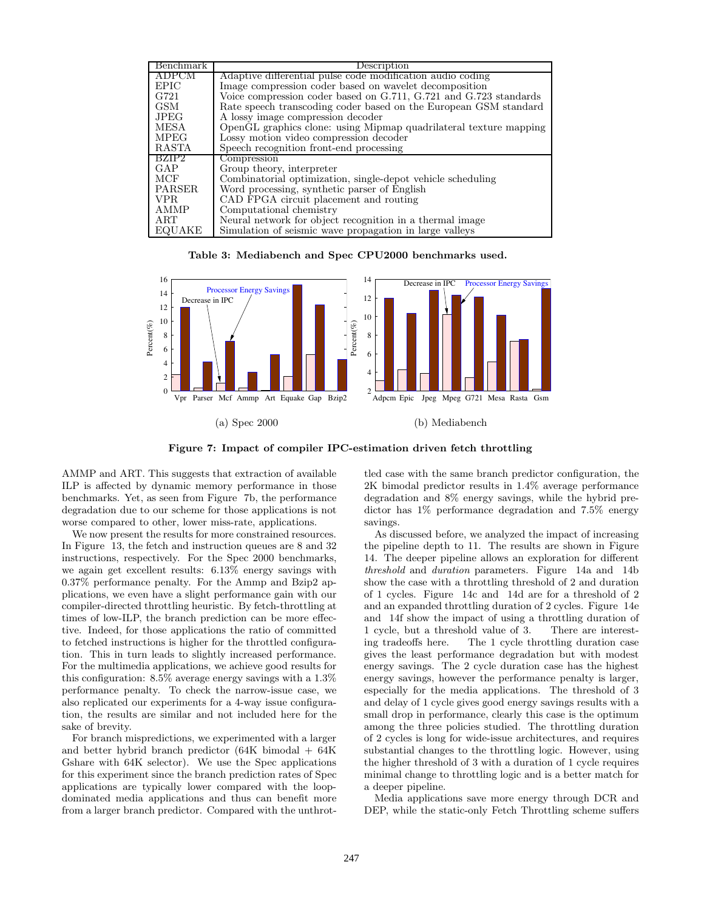| Benchmark | Description |
|---|---|
| ADPCM | Adaptive differential pulse code modification audio coding |
| EPIC | Image compression coder based on wavelet decomposition |
| G721 | Voice compression coder based on G.711, G.721 and G.723 standards |
| GSM | Rate speech transcoding coder based on the European GSM standard |
| JPEG | A lossy image compression decoder |
| MESA | OpenGL graphics clone: using Mipmap quadrilateral texture mapping |
| MPEG | Lossy motion video compression decoder |
| RASTA | Speech recognition front-end processing |
| BZIP2 | Compression |
| GAP | Group theory, interpreter |
| MCF | Combinatorial optimization, single-depot vehicle scheduling |
| PARSER | Word processing, synthetic parser of English |
| VPR | CAD FPGA circuit placement and routing |
| AMMP | Computational chemistry |
| ART | Neural network for object recognition in a thermal image |
| EQUAKE | Simulation of seismic wave propagation in large valleys |

**Table 3: Mediabench and Spec CPU2000 benchmarks used.**

(a) Spec 2000

(b) Mediabench

**Figure 7: Impact of compiler IPC-estimation driven fetch throttling**

AMMP and ART. This suggests that extraction of available ILP is affected by dynamic memory performance in those benchmarks. Yet, as seen from Figure 7b, the performance degradation due to our scheme for those applications is not worse compared to other, lower miss-rate, applications.

We now present the results for more constrained resources. In Figure 13, the fetch and instruction queues are 8 and 32 instructions, respectively. For the Spec 2000 benchmarks, we again get excellent results: 6.13% energy savings with 0.37% performance penalty. For the Ammp and Bzip2 applications, we even have a slight performance gain with our compiler-directed throttling heuristic. By fetch-throttling at times of low-ILP, the branch prediction can be more effective. Indeed, for those applications the ratio of committed to fetched instructions is higher for the throttled configuration. This in turn leads to slightly increased performance. For the multimedia applications, we achieve good results for this configuration: 8.5% average energy savings with a 1.3% performance penalty. To check the narrow-issue case, we also replicated our experiments for a 4-way issue configuration, the results are similar and not included here for the sake of brevity.

For branch mispredictions, we experimented with a larger and better hybrid branch predictor (64K bimodal + 64K Gshare with 64K selector). We use the Spec applications for this experiment since the branch prediction rates of Spec applications are typically lower compared with the loop-dominated media applications and thus can benefit more from a larger branch predictor. Compared with the unthrottled case with the same branch predictor configuration, the 2K bimodal predictor results in 1.4% average performance degradation and 8% energy savings, while the hybrid predictor has 1% performance degradation and 7.5% energy savings.

As discussed before, we analyzed the impact of increasing the pipeline depth to 11. The results are shown in Figure 14. The deeper pipeline allows an exploration for different *threshold* and *duration* parameters. Figure 14a and 14b show the case with a throttling threshold of 2 and duration of 1 cycles. Figure 14c and 14d are for a threshold of 2 and an expanded throttling duration of 2 cycles. Figure 14e and 14f show the impact of using a throttling duration of 1 cycle, but a threshold value of 3. There are interesting tradeoffs here. The 1 cycle throttling duration case gives the least performance degradation but with modest energy savings. The 2 cycle duration case has the highest energy savings, however the performance penalty is larger, especially for the media applications. The threshold of 3 and delay of 1 cycle gives good energy savings results with a small drop in performance, clearly this case is the optimum among the three policies studied. The throttling duration of 2 cycles is long for wide-issue architectures, and requires substantial changes to the throttling logic. However, using the higher threshold of 3 with a duration of 1 cycle requires minimal change to throttling logic and is a better match for a deeper pipeline.

Media applications save more energy through DCR and DEP, while the static-only Fetch Throttling scheme suffers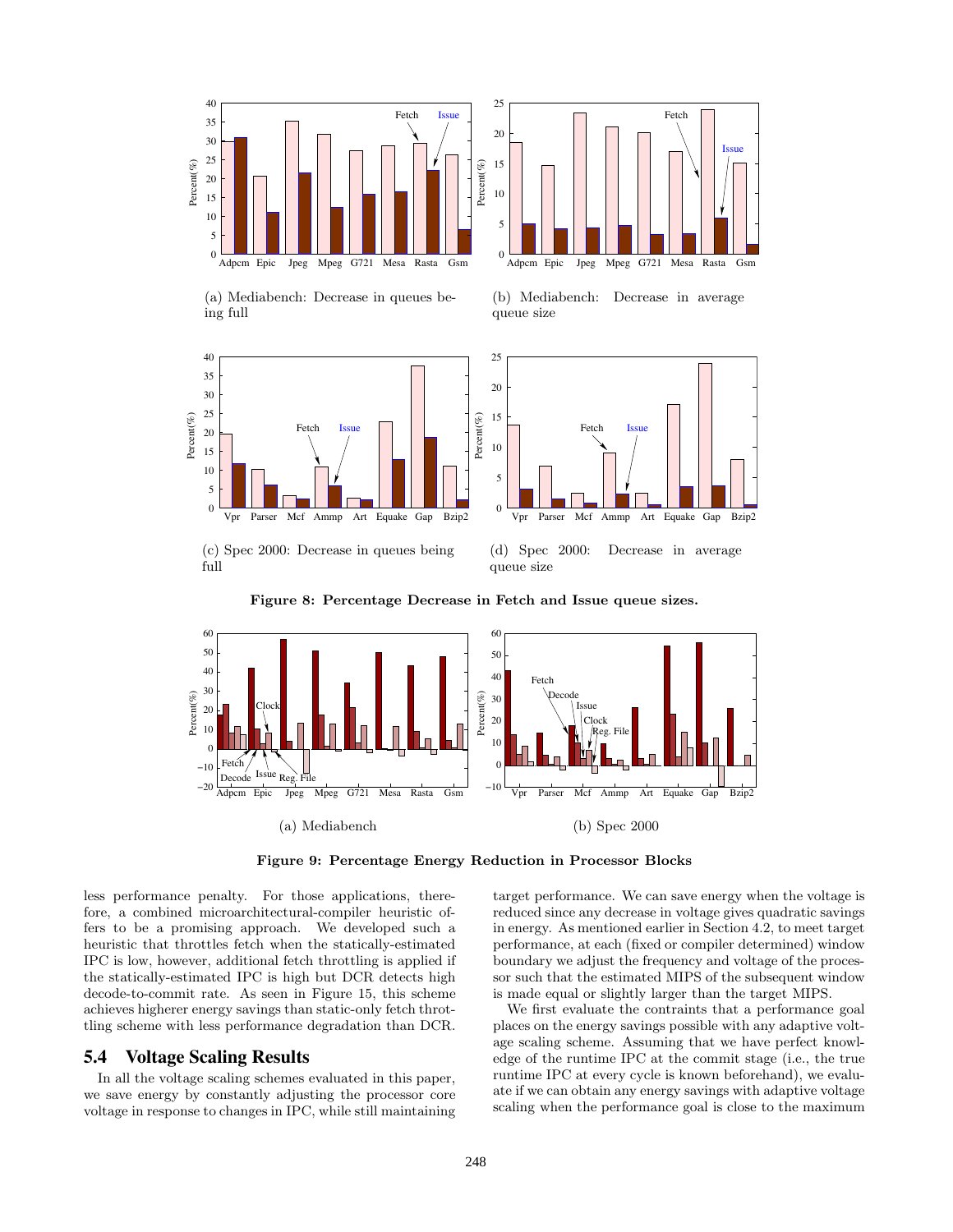(a) Mediabench: Decrease in queues being full

(b) Mediabench: Decrease in average queue size

(c) Spec 2000: Decrease in queues being full

(d) Spec 2000: Decrease in average queue size

**Figure 8: Percentage Decrease in Fetch and Issue queue sizes.**

(a) Mediabench

(b) Spec 2000

**Figure 9: Percentage Energy Reduction in Processor Blocks**

less performance penalty. For those applications, therefore, a combined microarchitectural-compiler heuristic offers to be a promising approach. We developed such a heuristic that throttles fetch when the statically-estimated IPC is low, however, additional fetch throttling is applied if the statically-estimated IPC is high but DCR detects high decode-to-commit rate. As seen in Figure 15, this scheme achieves higherer energy savings than static-only fetch throttling scheme with less performance degradation than DCR.

## 5.4 Voltage Scaling Results

In all the voltage scaling schemes evaluated in this paper, we save energy by constantly adjusting the processor core voltage in response to changes in IPC, while still maintaining target performance. We can save energy when the voltage is reduced since any decrease in voltage gives quadratic savings in energy. As mentioned earlier in Section 4.2, to meet target performance, at each (fixed or compiler determined) window boundary we adjust the frequency and voltage of the processor such that the estimated MIPS of the subsequent window is made equal or slightly larger than the target MIPS.

We first evaluate the contraints that a performance goal places on the energy savings possible with any adaptive voltage scaling scheme. Assuming that we have perfect knowledge of the runtime IPC at the commit stage (i.e., the true runtime IPC at every cycle is known beforehand), we evaluate if we can obtain any energy savings with adaptive voltage scaling when the performance goal is close to the maximum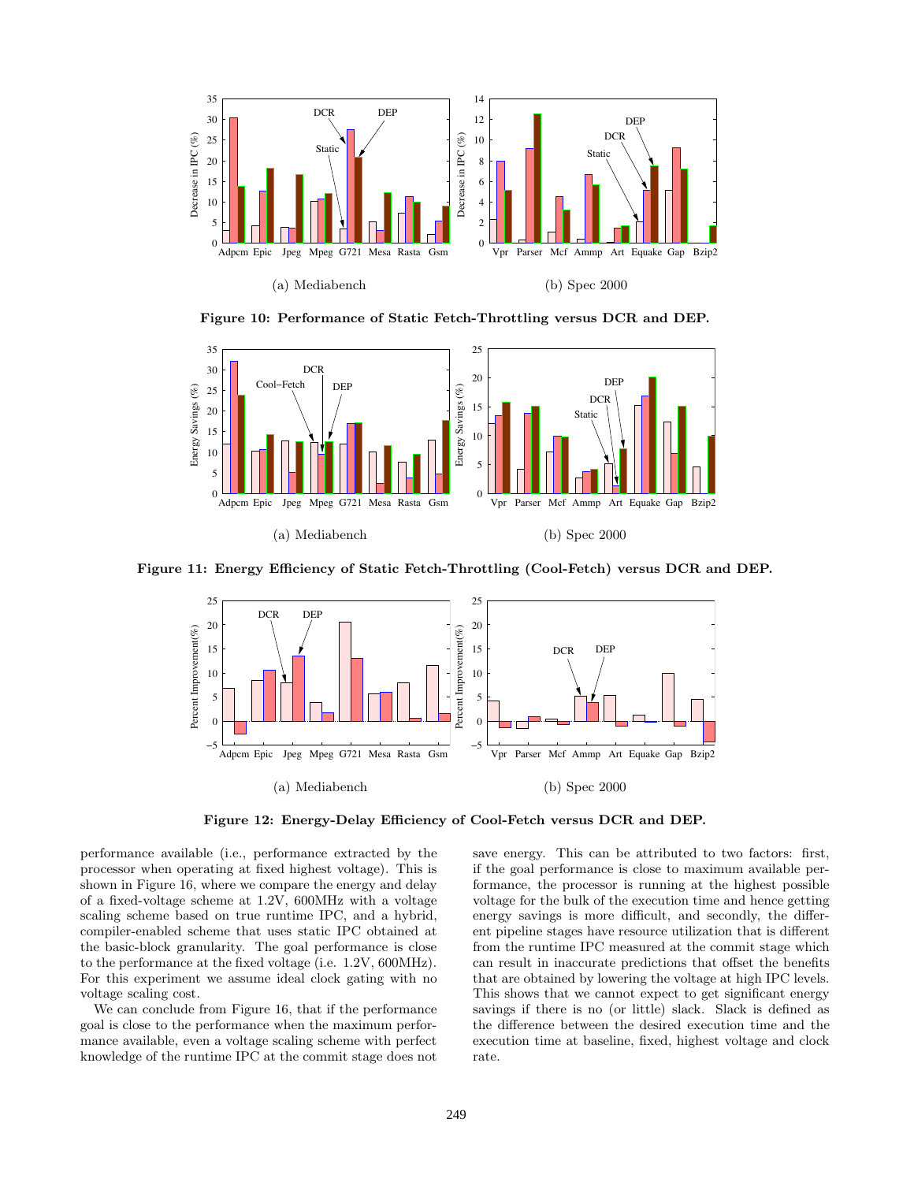(a) Mediabench

(b) Spec 2000

**Figure 10: Performance of Static Fetch-Throttling versus DCR and DEP.**

(a) Mediabench

(b) Spec 2000

**Figure 11: Energy Efficiency of Static Fetch-Throttling (Cool-Fetch) versus DCR and DEP.**

(a) Mediabench

(b) Spec 2000

**Figure 12: Energy-Delay Efficiency of Cool-Fetch versus DCR and DEP.**

performance available (i.e., performance extracted by the processor when operating at fixed highest voltage). This is shown in Figure 16, where we compare the energy and delay of a fixed-voltage scheme at 1.2V, 600MHz with a voltage scaling scheme based on true runtime IPC, and a hybrid, compiler-enabled scheme that uses static IPC obtained at the basic-block granularity. The goal performance is close to the performance at the fixed voltage (i.e. 1.2V, 600MHz). For this experiment we assume ideal clock gating with no voltage scaling cost.

We can conclude from Figure 16, that if the performance goal is close to the performance when the maximum performance available, even a voltage scaling scheme with perfect knowledge of the runtime IPC at the commit stage does not save energy. This can be attributed to two factors: first, if the goal performance is close to maximum available performance, the processor is running at the highest possible voltage for the bulk of the execution time and hence getting energy savings is more difficult, and secondly, the different pipeline stages have resource utilization that is different from the runtime IPC measured at the commit stage which can result in inaccurate predictions that offset the benefits that are obtained by lowering the voltage at high IPC levels. This shows that we cannot expect to get significant energy savings if there is no (or little) slack. Slack is defined as the difference between the desired execution time and the execution time at baseline, fixed, highest voltage and clock rate.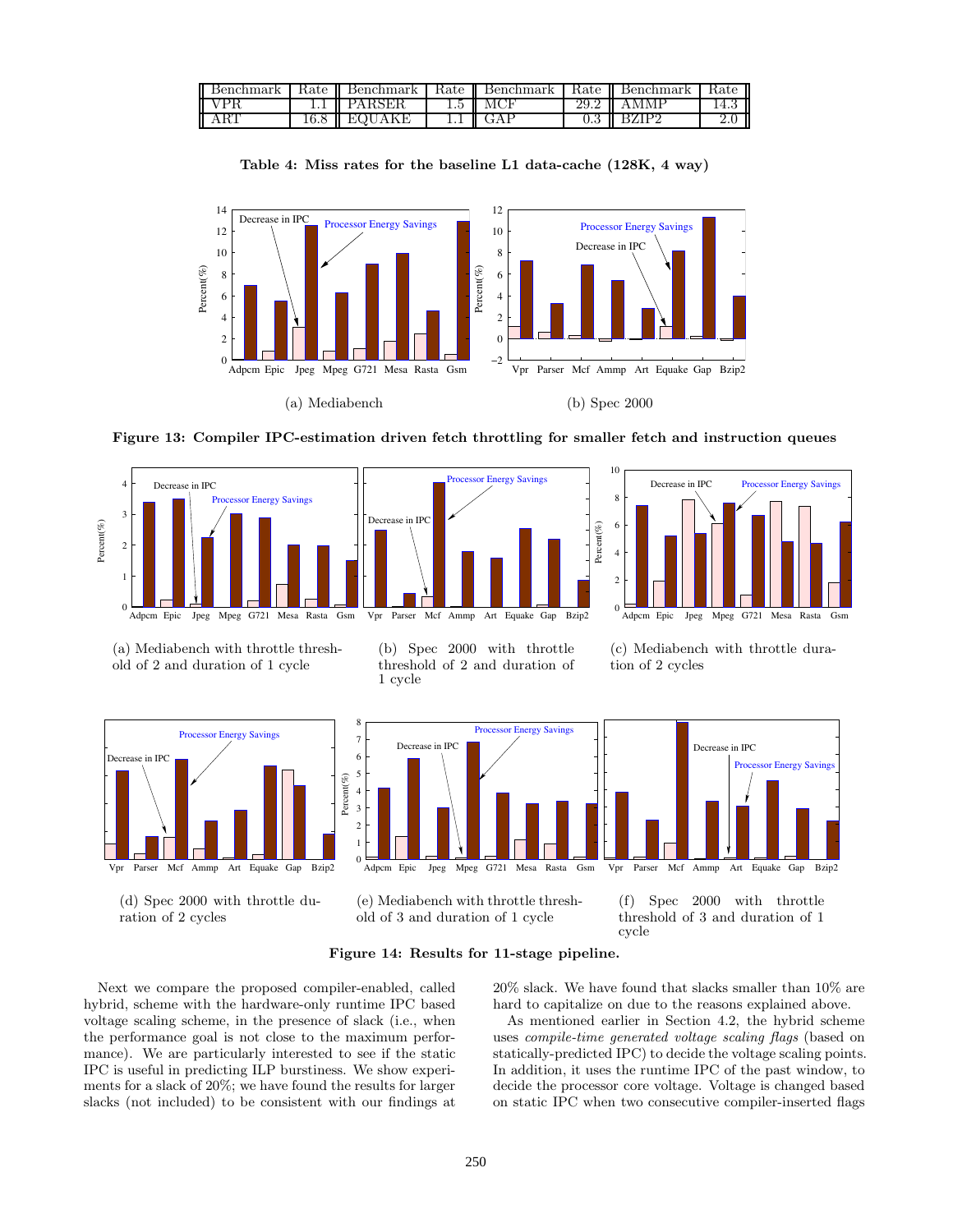| Benchmark | Rate | Benchmark | Rate | Benchmark | Rate | Benchmark | Rate |
|---|---|---|---|---|---|---|---|
| VPR | 1.1 | PARSER | 1.5 | MCF | 29.2 | AMMP | 14.3 |
| ART | 16.8 | EQUAKE | 1.1 | GAP | 0.3 | BZIP2 | 2.0 |

**Table 4: Miss rates for the baseline L1 data-cache (128K, 4 way)**

(a) Mediabench

(b) Spec 2000

**Figure 13: Compiler IPC-estimation driven fetch throttling for smaller fetch and instruction queues**

(a) Mediabench with throttle threshold of 2 and duration of 1 cycle

(b) Spec 2000 with throttle threshold of 2 and duration of 1 cycle

(c) Mediabench with throttle duration of 2 cycles

(d) Spec 2000 with throttle duration of 2 cycles

(e) Mediabench with throttle threshold of 3 and duration of 1 cycle

(f) Spec 2000 with throttle threshold of 3 and duration of 1 cycle

**Figure 14: Results for 11-stage pipeline.**

Next we compare the proposed compiler-enabled, called hybrid, scheme with the hardware-only runtime IPC based voltage scaling scheme, in the presence of slack (i.e., when the performance goal is not close to the maximum performance). We are particularly interested to see if the static IPC is useful in predicting ILP burstiness. We show experiments for a slack of 20%; we have found the results for larger slacks (not included) to be consistent with our findings at 20% slack. We have found that slacks smaller than 10% are hard to capitalize on due to the reasons explained above.

As mentioned earlier in Section 4.2, the hybrid scheme uses *compile-time generated voltage scaling flags* (based on statically-predicted IPC) to decide the voltage scaling points. In addition, it uses the runtime IPC of the past window, to decide the processor core voltage. Voltage is changed based on static IPC when two consecutive compiler-inserted flags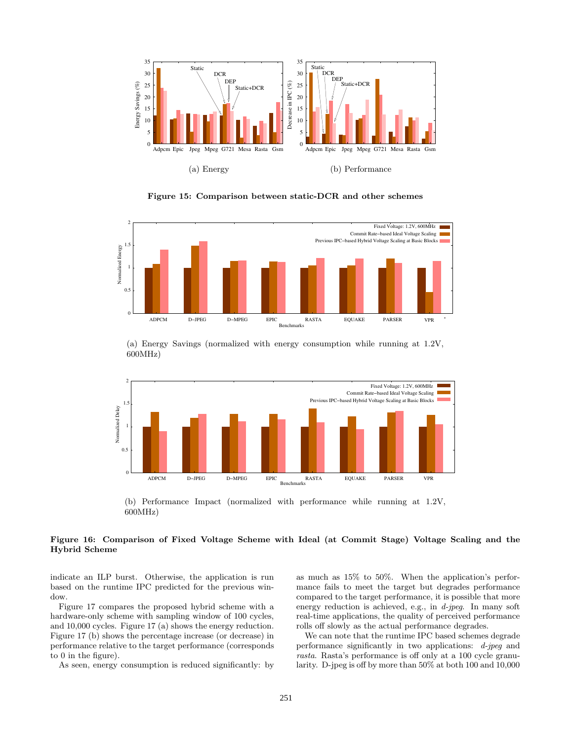**Figure 15: Comparison between static-DCR and other schemes**

(a) Energy

(b) Performance

(a) Energy Savings (normalized with energy consumption while running at 1.2V, 600MHz)

(b) Performance Impact (normalized with performance while running at 1.2V, 600MHz)

**Figure 16: Comparison of Fixed Voltage Scheme with Ideal (at Commit Stage) Voltage Scaling and the Hybrid Scheme**

indicate an ILP burst. Otherwise, the application is run based on the runtime IPC predicted for the previous window.

Figure 17 compares the proposed hybrid scheme with a hardware-only scheme with sampling window of 100 cycles, and 10,000 cycles. Figure 17 (a) shows the energy reduction. Figure 17 (b) shows the percentage increase (or decrease) in performance relative to the target performance (corresponds to 0 in the figure).

As seen, energy consumption is reduced significantly: by as much as 15% to 50%. When the application's performance fails to meet the target but degrades performance compared to the target performance, it is possible that more energy reduction is achieved, e.g., in *d-jpeg*. In many soft real-time applications, the quality of perceived performance rolls off slowly as the actual performance degrades.

We can note that the runtime IPC based schemes degrade performance significantly in two applications: *d-jpeg* and *rasta*. Rasta's performance is off only at a 100 cycle granularity. D-jpeg is off by more than 50% at both 100 and 10,000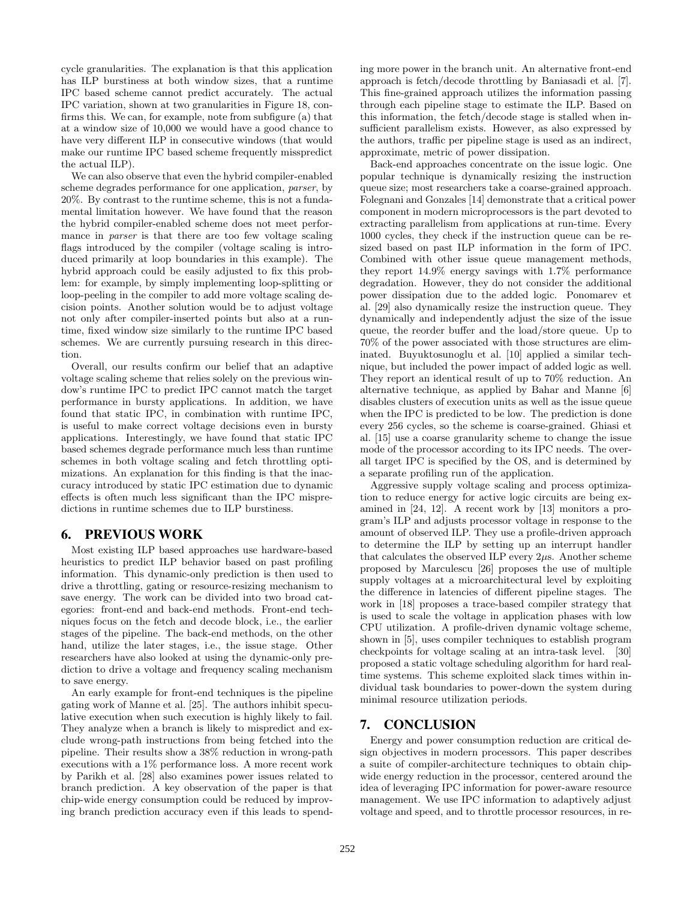cycle granularities. The explanation is that this application has ILP burstiness at both window sizes, that a runtime IPC based scheme cannot predict accurately. The actual IPC variation, shown at two granularities in Figure 18, confirms this. We can, for example, note from subfigure (a) that at a window size of 10,000 we would have a good chance to have very different ILP in consecutive windows (that would make our runtime IPC based scheme frequently misspredict the actual ILP).

We can also observe that even the hybrid compiler-enabled scheme degrades performance for one application, *parser*, by 20%. By contrast to the runtime scheme, this is not a fundamental limitation however. We have found that the reason the hybrid compiler-enabled scheme does not meet performance in *parser* is that there are too few voltage scaling flags introduced by the compiler (voltage scaling is introduced primarily at loop boundaries in this example). The hybrid approach could be easily adjusted to fix this problem: for example, by simply implementing loop-splitting or loop-peeling in the compiler to add more voltage scaling decision points. Another solution would be to adjust voltage not only after compiler-inserted points but also at a runtime, fixed window size similarly to the runtime IPC based schemes. We are currently pursuing research in this direction.

Overall, our results confirm our belief that an adaptive voltage scaling scheme that relies solely on the previous window's runtime IPC to predict IPC cannot match the target performance in bursty applications. In addition, we have found that static IPC, in combination with runtime IPC, is useful to make correct voltage decisions even in bursty applications. Interestingly, we have found that static IPC based schemes degrade performance much less than runtime schemes in both voltage scaling and fetch throttling optimizations. An explanation for this finding is that the inaccuracy introduced by static IPC estimation due to dynamic effects is often much less significant than the IPC mispredictions in runtime schemes due to ILP burstiness.

## 6. PREVIOUS WORK

Most existing ILP based approaches use hardware-based heuristics to predict ILP behavior based on past profiling information. This dynamic-only prediction is then used to drive a throttling, gating or resource-resizing mechanism to save energy. The work can be divided into two broad categories: front-end and back-end methods. Front-end techniques focus on the fetch and decode block, i.e., the earlier stages of the pipeline. The back-end methods, on the other hand, utilize the later stages, i.e., the issue stage. Other researchers have also looked at using the dynamic-only prediction to drive a voltage and frequency scaling mechanism to save energy.

An early example for front-end techniques is the pipeline gating work of Manne et al. [25]. The authors inhibit speculative execution when such execution is highly likely to fail. They analyze when a branch is likely to mispredict and exclude wrong-path instructions from being fetched into the pipeline. Their results show a 38% reduction in wrong-path executions with a 1% performance loss. A more recent work by Parikh et al. [28] also examines power issues related to branch prediction. A key observation of the paper is that chip-wide energy consumption could be reduced by improving branch prediction accuracy even if this leads to spending more power in the branch unit. An alternative front-end approach is fetch/decode throttling by Baniasadi et al. [7]. This fine-grained approach utilizes the information passing through each pipeline stage to estimate the ILP. Based on this information, the fetch/decode stage is stalled when insufficient parallelism exists. However, as also expressed by the authors, traffic per pipeline stage is used as an indirect, approximate, metric of power dissipation.

Back-end approaches concentrate on the issue logic. One popular technique is dynamically resizing the instruction queue size; most researchers take a coarse-grained approach. Folegnani and Gonzales [14] demonstrate that a critical power component in modern microprocessors is the part devoted to extracting parallelism from applications at run-time. Every 1000 cycles, they check if the instruction queue can be resized based on past ILP information in the form of IPC. Combined with other issue queue management methods, they report 14.9% energy savings with 1.7% performance degradation. However, they do not consider the additional power dissipation due to the added logic. Ponomarev et al. [29] also dynamically resize the instruction queue. They dynamically and independently adjust the size of the issue queue, the reorder buffer and the load/store queue. Up to 70% of the power associated with those structures are eliminated. Buyuktosunoglu et al. [10] applied a similar technique, but included the power impact of added logic as well. They report an identical result of up to 70% reduction. An alternative technique, as applied by Bahar and Manne [6] disables clusters of execution units as well as the issue queue when the IPC is predicted to be low. The prediction is done every 256 cycles, so the scheme is coarse-grained. Ghiasi et al. [15] use a coarse granularity scheme to change the issue mode of the processor according to its IPC needs. The overall target IPC is specified by the OS, and is determined by a separate profiling run of the application.

Aggressive supply voltage scaling and process optimization to reduce energy for active logic circuits are being examined in [24, 12]. A recent work by [13] monitors a program's ILP and adjusts processor voltage in response to the amount of observed ILP. They use a profile-driven approach to determine the ILP by setting up an interrupt handler that calculates the observed ILP every $2\mu s$. Another scheme proposed by Marculescu [26] proposes the use of multiple supply voltages at a microarchitectural level by exploiting the difference in latencies of different pipeline stages. The work in [18] proposes a trace-based compiler strategy that is used to scale the voltage in application phases with low CPU utilization. A profile-driven dynamic voltage scheme, shown in [5], uses compiler techniques to establish program checkpoints for voltage scaling at an intra-task level. [30] proposed a static voltage scheduling algorithm for hard real-time systems. This scheme exploited slack times within individual task boundaries to power-down the system during minimal resource utilization periods.

## 7. CONCLUSION

Energy and power consumption reduction are critical design objectives in modern processors. This paper describes a suite of compiler-architecture techniques to obtain chip-wide energy reduction in the processor, centered around the idea of leveraging IPC information for power-aware resource management. We use IPC information to adaptively adjust voltage and speed, and to throttle processor resources, in re-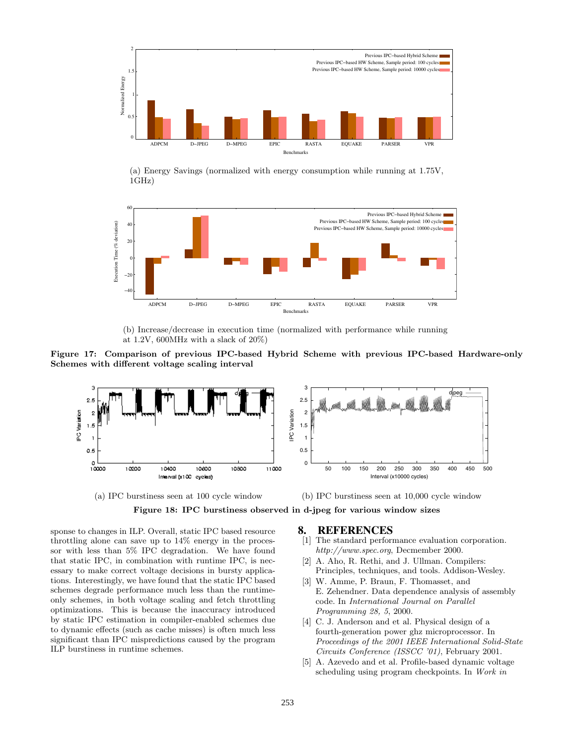(a) Energy Savings (normalized with energy consumption while running at 1.75V, 1GHz)

(b) Increase/decrease in execution time (normalized with performance while running at 1.2V, 600MHz with a slack of 20%)

**Figure 17: Comparison of previous IPC-based Hybrid Scheme with previous IPC-based Hardware-only Schemes with different voltage scaling interval**

(a) IPC burstiness seen at 100 cycle window

(b) IPC burstiness seen at 10,000 cycle window

**Figure 18: IPC burstiness observed in d-jpeg for various window sizes**

sponse to changes in ILP. Overall, static IPC based resource throttling alone can save up to 14% energy in the processor with less than 5% IPC degradation. We have found that static IPC, in combination with runtime IPC, is necessary to make correct voltage decisions in bursty applications. Interestingly, we have found that the static IPC based schemes degrade performance much less than the runtime-only schemes, in both voltage scaling and fetch throttling optimizations. This is because the inaccuracy introduced by static IPC estimation in compiler-enabled schemes due to dynamic effects (such as cache misses) is often much less significant than IPC mispredictions caused by the program ILP burstiness in runtime schemes.

# 8. REFERENCES

[1] The standard performance evaluation corporation. *http://www.spec.org*, Decmember 2000.

[2] A. Aho, R. Rethi, and J. Ullman. Compilers: Principles, techniques, and tools. Addison-Wesley.

[3] W. Amme, P. Braun, F. Thomasset, and E. Zehendner. Data dependence analysis of assembly code. In *International Journal on Parallel Programming 28, 5*, 2000.

[4] C. J. Anderson and et al. Physical design of a fourth-generation power ghz microprocessor. In *Proceedings of the 2001 IEEE International Solid-State Circuits Conference (ISSCC '01)*, February 2001.

[5] A. Azevedo and et al. Profile-based dynamic voltage scheduling using program checkpoints. In *Work in*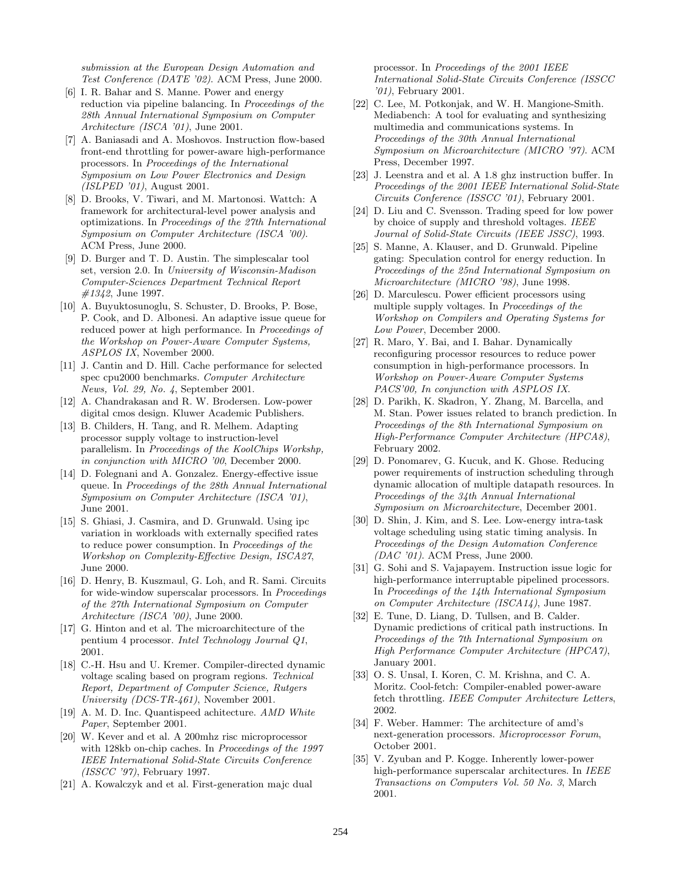submission at the European Design Automation and Test Conference (DATE '02). ACM Press, June 2000.

[6] I. R. Bahar and S. Manne. Power and energy reduction via pipeline balancing. In *Proceedings of the 28th Annual International Symposium on Computer Architecture (ISCA '01)*, June 2001.

[7] A. Baniasadi and A. Moshovos. Instruction flow-based front-end throttling for power-aware high-performance processors. In *Proceedings of the International Symposium on Low Power Electronics and Design (ISLPED '01)*, August 2001.

[8] D. Brooks, V. Tiwari, and M. Martonosi. Wattch: A framework for architectural-level power analysis and optimizations. In *Proceedings of the 27th International Symposium on Computer Architecture (ISCA '00)*. ACM Press, June 2000.

[9] D. Burger and T. D. Austin. The simplescalar tool set, version 2.0. In *University of Wisconsin-Madison Computer-Sciences Department Technical Report #1342*, June 1997.

[10] A. Buyuktosunoglu, S. Schuster, D. Brooks, P. Bose, P. Cook, and D. Albonesi. An adaptive issue queue for reduced power at high performance. In *Proceedings of the Workshop on Power-Aware Computer Systems, ASPLOS IX*, November 2000.

[11] J. Cantin and D. Hill. Cache performance for selected spec cpu2000 benchmarks. *Computer Architecture News, Vol. 29, No. 4*, September 2001.

[12] A. Chandrakasan and R. W. Brodersen. Low-power digital cmos design. Kluwer Academic Publishers.

[13] B. Childers, H. Tang, and R. Melhem. Adapting processor supply voltage to instruction-level parallelism. In *Proceedings of the KoolChips Workshp, in conjunction with MICRO '00*, December 2000.

[14] D. Folegnani and A. Gonzalez. Energy-effective issue queue. In *Proceedings of the 28th Annual International Symposium on Computer Architecture (ISCA '01)*, June 2001.

[15] S. Ghiasi, J. Casmira, and D. Grunwald. Using ipc variation in workloads with externally specified rates to reduce power consumption. In *Proceedings of the Workshop on Complexity-Effective Design, ISCA27*, June 2000.

[16] D. Henry, B. Kuszmaul, G. Loh, and R. Sami. Circuits for wide-window superscalar processors. In *Proceedings of the 27th International Symposium on Computer Architecture (ISCA '00)*, June 2000.

[17] G. Hinton and et al. The microarchitecture of the pentium 4 processor. *Intel Technology Journal Q1*, 2001.

[18] C.-H. Hsu and U. Kremer. Compiler-directed dynamic voltage scaling based on program regions. *Technical Report, Department of Computer Science, Rutgers University (DCS-TR-461)*, November 2001.

[19] A. M. D. Inc. Quantispeed achitecture. *AMD White Paper*, September 2001.

[20] W. Kever and et al. A 200mhz risc microprocessor with 128kb on-chip caches. In *Proceedings of the 1997 IEEE International Solid-State Circuits Conference (ISSCC '97)*, February 1997.

[21] A. Kowalczyk and et al. First-generation majc dual processor. In *Proceedings of the 2001 IEEE International Solid-State Circuits Conference (ISSCC '01)*, February 2001.

[22] C. Lee, M. Potkonjak, and W. H. Mangione-Smith. Mediabench: A tool for evaluating and synthesizing multimedia and communications systems. In *Proceedings of the 30th Annual International Symposium on Microarchitecture (MICRO '97)*. ACM Press, December 1997.

[23] J. Leenstra and et al. A 1.8 ghz instruction buffer. In *Proceedings of the 2001 IEEE International Solid-State Circuits Conference (ISSCC '01)*, February 2001.

[24] D. Liu and C. Svensson. Trading speed for low power by choice of supply and threshold voltages. *IEEE Journal of Solid-State Circuits (IEEE JSSC)*, 1993.

[25] S. Manne, A. Klauser, and D. Grunwald. Pipeline gating: Speculation control for energy reduction. In *Proceedings of the 25nd International Symposium on Microarchitecture (MICRO '98)*, June 1998.

[26] D. Marculescu. Power efficient processors using multiple supply voltages. In *Proceedings of the Workshop on Compilers and Operating Systems for Low Power*, December 2000.

[27] R. Maro, Y. Bai, and I. Bahar. Dynamically reconfiguring processor resources to reduce power consumption in high-performance processors. In *Workshop on Power-Aware Computer Systems PACS'00, In conjunction with ASPLOS IX.*

[28] D. Parikh, K. Skadron, Y. Zhang, M. Barcella, and M. Stan. Power issues related to branch prediction. In *Proceedings of the 8th International Symposium on High-Performance Computer Architecture (HPCA8)*, February 2002.

[29] D. Ponomarev, G. Kucuk, and K. Ghose. Reducing power requirements of instruction scheduling through dynamic allocation of multiple datapath resources. In *Proceedings of the 34th Annual International Symposium on Microarchitecture*, December 2001.

[30] D. Shin, J. Kim, and S. Lee. Low-energy intra-task voltage scheduling using static timing analysis. In *Proceedings of the Design Automation Conference (DAC '01)*. ACM Press, June 2000.

[31] G. Sohi and S. Vajapayem. Instruction issue logic for high-performance interruptable pipelined processors. In *Proceedings of the 14th International Symposium on Computer Architecture (ISCA14)*, June 1987.

[32] E. Tune, D. Liang, D. Tullsen, and B. Calder. Dynamic predictions of critical path instructions. In *Proceedings of the 7th International Symposium on High Performance Computer Architecture (HPCA7)*, January 2001.

[33] O. S. Unsal, I. Koren, C. M. Krishna, and C. A. Moritz. Cool-fetch: Compiler-enabled power-aware fetch throttling. *IEEE Computer Architecture Letters*, 2002.

[34] F. Weber. Hammer: The architecture of amd's next-generation processors. *Microprocessor Forum*, October 2001.

[35] V. Zyuban and P. Kogge. Inherently lower-power high-performance superscalar architectures. In *IEEE Transactions on Computers Vol. 50 No. 3*, March 2001.